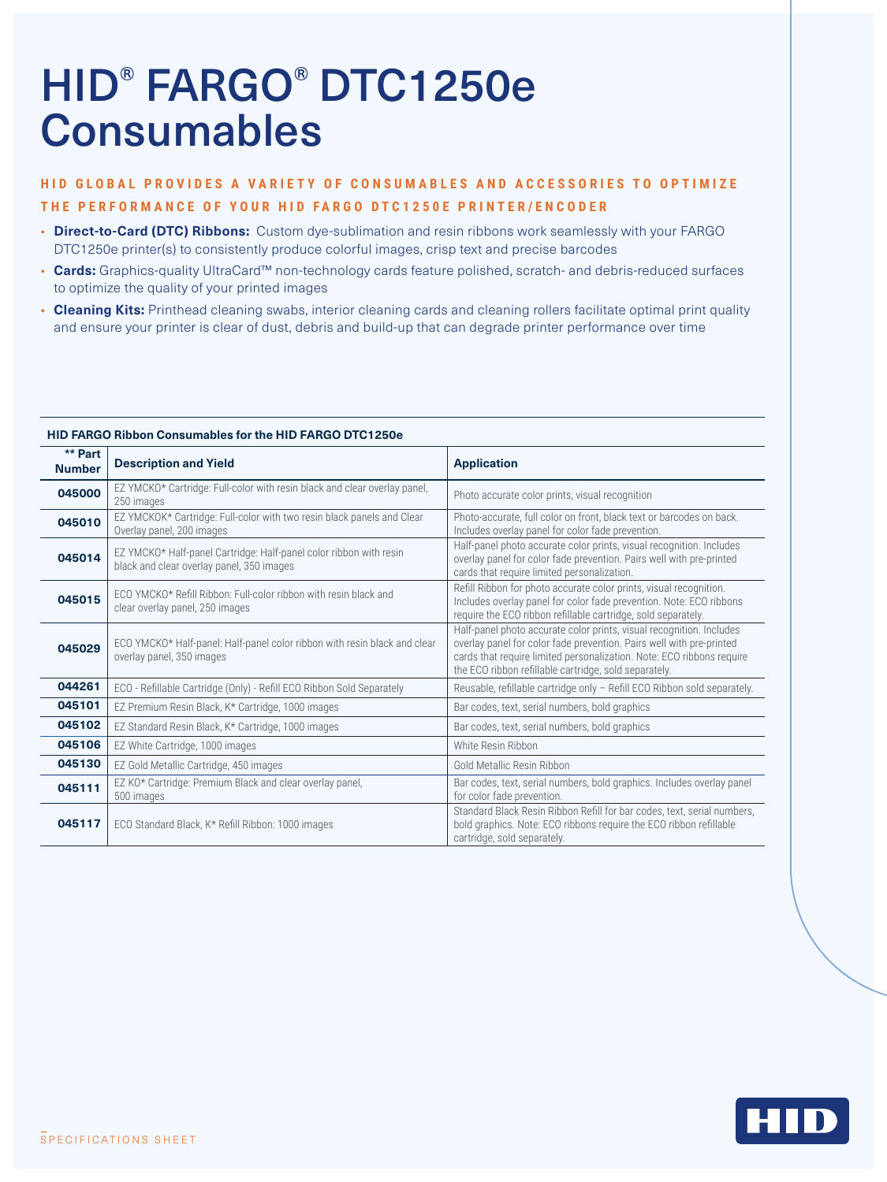# HID® FARGO® DTC1250e Consumables

## HID GLOBAL PROVIDES A VARIETY OF CONSUMABLES AND ACCESSORIES TO OPTIMIZE THE PERFORMANCE OF YOUR HID FARGO DTC1250E PRINTER/ENCODER

- **Direct-to-Card (DTC) Ribbons:** Custom dye-sublimation and resin ribbons work seamlessly with your FARGO DTC1250e printer(s) to consistently produce colorful images, crisp text and precise barcodes
- **Cards:** Graphics-quality UltraCard™ non-technology cards feature polished, scratch- and debris-reduced surfaces to optimize the quality of your printed images
- **Cleaning Kits:** Printhead cleaning swabs, interior cleaning cards and cleaning rollers facilitate optimal print quality and ensure your printer is clear of dust, debris and build-up that can degrade printer performance over time

**HID FARGO Ribbon Consumables for the HID FARGO DTC1250e**

| ** Part Number | Description and Yield | Application |
|---|---|---|
| 045000 | EZ YMCKO* Cartridge: Full-color with resin black and clear overlay panel, 250 images | Photo accurate color prints, visual recognition |
| 045010 | EZ YMCKOK* Cartridge: Full-color with two resin black panels and Clear Overlay panel, 200 images | Photo-accurate, full color on front, black text or barcodes on back. Includes overlay panel for color fade prevention. |
| 045014 | EZ YMCKO* Half-panel Cartridge: Half-panel color ribbon with resin black and clear overlay panel, 350 images | Half-panel photo accurate color prints, visual recognition. Includes overlay panel for color fade prevention. Pairs well with pre-printed cards that require limited personalization. |
| 045015 | ECO YMCKO* Refill Ribbon: Full-color ribbon with resin black and clear overlay panel, 250 images | Refill Ribbon for photo accurate color prints, visual recognition. Includes overlay panel for color fade prevention. Note: ECO ribbons require the ECO ribbon refillable cartridge, sold separately. |
| 045029 | ECO YMCKO* Half-panel: Half-panel color ribbon with resin black and clear overlay panel, 350 images | Half-panel photo accurate color prints, visual recognition. Includes overlay panel for color fade prevention. Pairs well with pre-printed cards that require limited personalization. Note: ECO ribbons require the ECO ribbon refillable cartridge, sold separately. |
| 044261 | ECO - Refillable Cartridge (Only) - Refill ECO Ribbon Sold Separately | Reusable, refillable cartridge only – Refill ECO Ribbon sold separately. |
| 045101 | EZ Premium Resin Black, K* Cartridge, 1000 images | Bar codes, text, serial numbers, bold graphics |
| 045102 | EZ Standard Resin Black, K* Cartridge, 1000 images | Bar codes, text, serial numbers, bold graphics |
| 045106 | EZ White Cartridge, 1000 images | White Resin Ribbon |
| 045130 | EZ Gold Metallic Cartridge, 450 images | Gold Metallic Resin Ribbon |
| 045111 | EZ KO* Cartridge: Premium Black and clear overlay panel, 500 images | Bar codes, text, serial numbers, bold graphics. Includes overlay panel for color fade prevention. |
| 045117 | ECO Standard Black, K* Refill Ribbon: 1000 images | Standard Black Resin Ribbon Refill for bar codes, text, serial numbers, bold graphics. Note: ECO ribbons require the ECO ribbon refillable cartridge, sold separately. |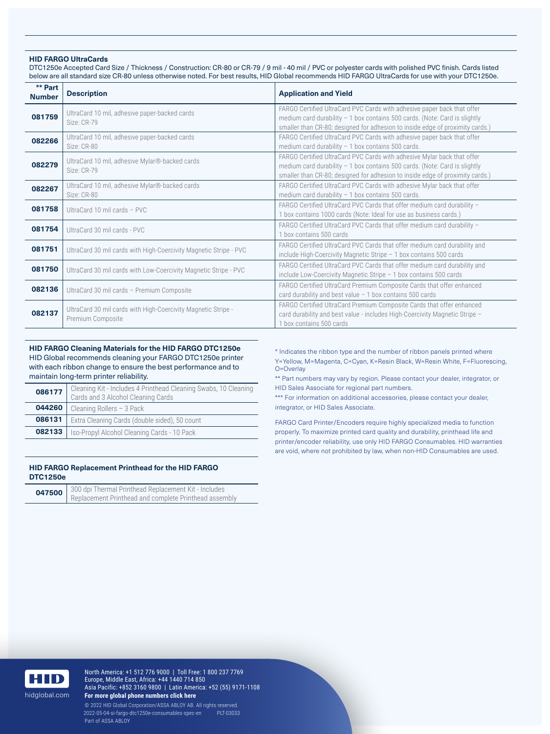## HID FARGO UltraCards

DTC1250e Accepted Card Size / Thickness / Construction: CR-80 or CR-79 / 9 mil - 40 mil / PVC or polyester cards with polished PVC finish. Cards listed below are all standard size CR-80 unless otherwise noted. For best results, HID Global recommends HID FARGO UltraCards for use with your DTC1250e.

| ** Part Number | Description | Application and Yield |
|---|---|---|
| **081759** | UltraCard 10 mil, adhesive paper-backed cards Size: CR-79 | FARGO Certified UltraCard PVC Cards with adhesive paper back that offer medium card durability – 1 box contains 500 cards. (Note: Card is slightly smaller than CR-80; designed for adhesion to inside edge of proximity cards.) |
| **082266** | UltraCard 10 mil, adhesive paper-backed cards Size: CR-80 | FARGO Certified UltraCard PVC Cards with adhesive paper back that offer medium card durability – 1 box contains 500 cards. |
| **082279** | UltraCard 10 mil, adhesive Mylar®-backed cards Size: CR-79 | FARGO Certified UltraCard PVC Cards with adhesive Mylar back that offer medium card durability – 1 box contains 500 cards. (Note: Card is slightly smaller than CR-80; designed for adhesion to inside edge of proximity cards.) |
| **082267** | UltraCard 10 mil, adhesive Mylar®-backed cards Size: CR-80 | FARGO Certified UltraCard PVC Cards with adhesive Mylar back that offer medium card durability – 1 box contains 500 cards. |
| **081758** | UltraCard 10 mil cards – PVC | FARGO Certified UltraCard PVC Cards that offer medium card durability – 1 box contains 1000 cards (Note: Ideal for use as business cards.) |
| **081754** | UltraCard 30 mil cards - PVC | FARGO Certified UltraCard PVC Cards that offer medium card durability – 1 box contains 500 cards |
| **081751** | UltraCard 30 mil cards with High-Coercivity Magnetic Stripe - PVC | FARGO Certified UltraCard PVC Cards that offer medium card durability and include High-Coercivity Magnetic Stripe – 1 box contains 500 cards |
| **081750** | UltraCard 30 mil cards with Low-Coercivity Magnetic Stripe - PVC | FARGO Certified UltraCard PVC Cards that offer medium card durability and include Low-Coercivity Magnetic Stripe – 1 box contains 500 cards |
| **082136** | UltraCard 30 mil cards – Premium Composite | FARGO Certified UltraCard Premium Composite Cards that offer enhanced card durability and best value – 1 box contains 500 cards |
| **082137** | UltraCard 30 mil cards with High-Coercivity Magnetic Stripe - Premium Composite | FARGO Certified UltraCard Premium Composite Cards that offer enhanced card durability and best value - includes High-Coercivity Magnetic Stripe – 1 box contains 500 cards |

## HID FARGO Cleaning Materials for the HID FARGO DTC1250e

HID Global recommends cleaning your FARGO DTC1250e printer with each ribbon change to ensure the best performance and to maintain long-term printer reliability.

| | |
|---|---|
| **086177** | Cleaning Kit - Includes 4 Printhead Cleaning Swabs, 10 Cleaning Cards and 3 Alcohol Cleaning Cards |
| **044260** | Cleaning Rollers – 3 Pack |
| **086131** | Extra Cleaning Cards (double sided), 50 count |
| **082133** | Iso-Propyl Alcohol Cleaning Cards - 10 Pack |

## HID FARGO Replacement Printhead for the HID FARGO DTC1250e

| | |
|---|---|
| **047500** | 300 dpi Thermal Printhead Replacement Kit - Includes Replacement Printhead and complete Printhead assembly |

* Indicates the ribbon type and the number of ribbon panels printed where Y=Yellow, M=Magenta, C=Cyan, K=Resin Black, W=Resin White, F=Fluorescing, O=Overlay

** Part numbers may vary by region. Please contact your dealer, integrator, or HID Sales Associate for regional part numbers.

*** For information on additional accessories, please contact your dealer, integrator, or HID Sales Associate.

FARGO Card Printer/Encoders require highly specialized media to function properly. To maximize printed card quality and durability, printhead life and printer/encoder reliability, use only HID FARGO Consumables. HID warranties are void, where not prohibited by law, when non-HID Consumables are used.

hidglobal.com

North America: +1 512 776 9000 | Toll Free: 1 800 237 7769
Europe, Middle East, Africa: +44 1440 714 850
Asia Pacific: +852 3160 9800 | Latin America: +52 (55) 9171-1108
**For more global phone numbers click here**

© 2022 HID Global Corporation/ASSA ABLOY AB. All rights reserved.
2022-05-04-si-fargo-dtc1250e-consumables-spec-en PLT-03033
Part of ASSA ABLOY